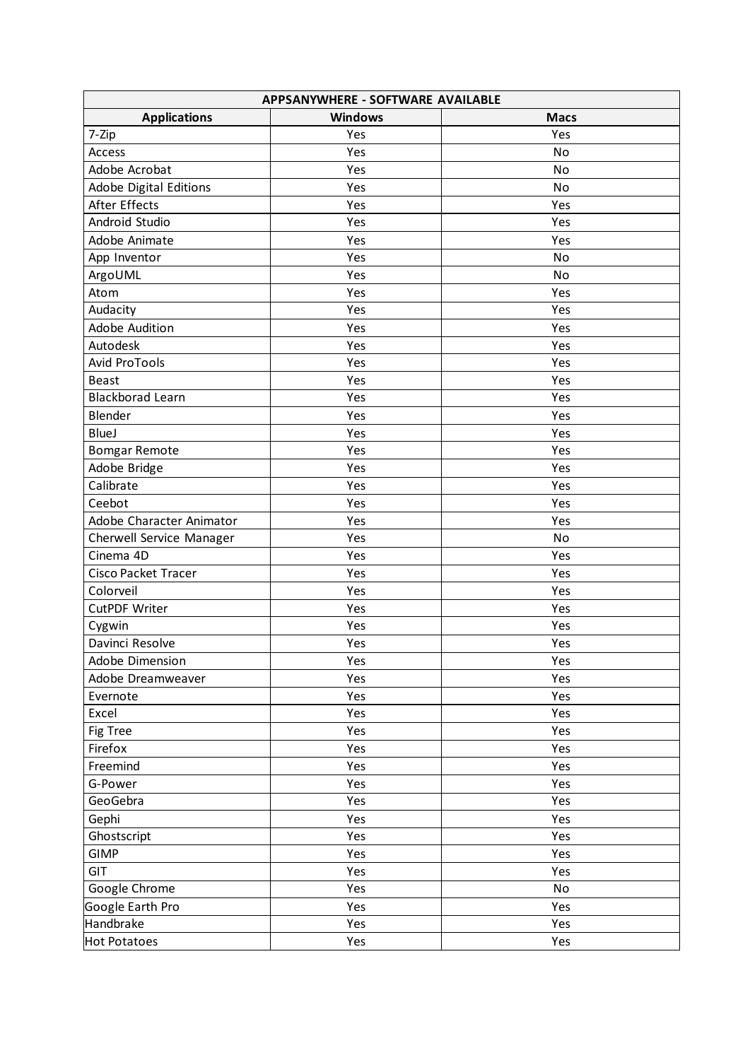| APPSANYWHERE - SOFTWARE AVAILABLE | | |
|---|---|---|
| **Applications** | **Windows** | **Macs** |
| 7-Zip | Yes | Yes |
| Access | Yes | No |
| Adobe Acrobat | Yes | No |
| Adobe Digital Editions | Yes | No |
| After Effects | Yes | Yes |
| Android Studio | Yes | Yes |
| Adobe Animate | Yes | Yes |
| App Inventor | Yes | No |
| ArgoUML | Yes | No |
| Atom | Yes | Yes |
| Audacity | Yes | Yes |
| Adobe Audition | Yes | Yes |
| Autodesk | Yes | Yes |
| Avid ProTools | Yes | Yes |
| Beast | Yes | Yes |
| Blackborad Learn | Yes | Yes |
| Blender | Yes | Yes |
| BlueJ | Yes | Yes |
| Bomgar Remote | Yes | Yes |
| Adobe Bridge | Yes | Yes |
| Calibrate | Yes | Yes |
| Ceebot | Yes | Yes |
| Adobe Character Animator | Yes | Yes |
| Cherwell Service Manager | Yes | No |
| Cinema 4D | Yes | Yes |
| Cisco Packet Tracer | Yes | Yes |
| Colorveil | Yes | Yes |
| CutPDF Writer | Yes | Yes |
| Cygwin | Yes | Yes |
| Davinci Resolve | Yes | Yes |
| Adobe Dimension | Yes | Yes |
| Adobe Dreamweaver | Yes | Yes |
| Evernote | Yes | Yes |
| Excel | Yes | Yes |
| Fig Tree | Yes | Yes |
| Firefox | Yes | Yes |
| Freemind | Yes | Yes |
| G-Power | Yes | Yes |
| GeoGebra | Yes | Yes |
| Gephi | Yes | Yes |
| Ghostscript | Yes | Yes |
| GIMP | Yes | Yes |
| GIT | Yes | Yes |
| Google Chrome | Yes | No |
| Google Earth Pro | Yes | Yes |
| Handbrake | Yes | Yes |
| Hot Potatoes | Yes | Yes |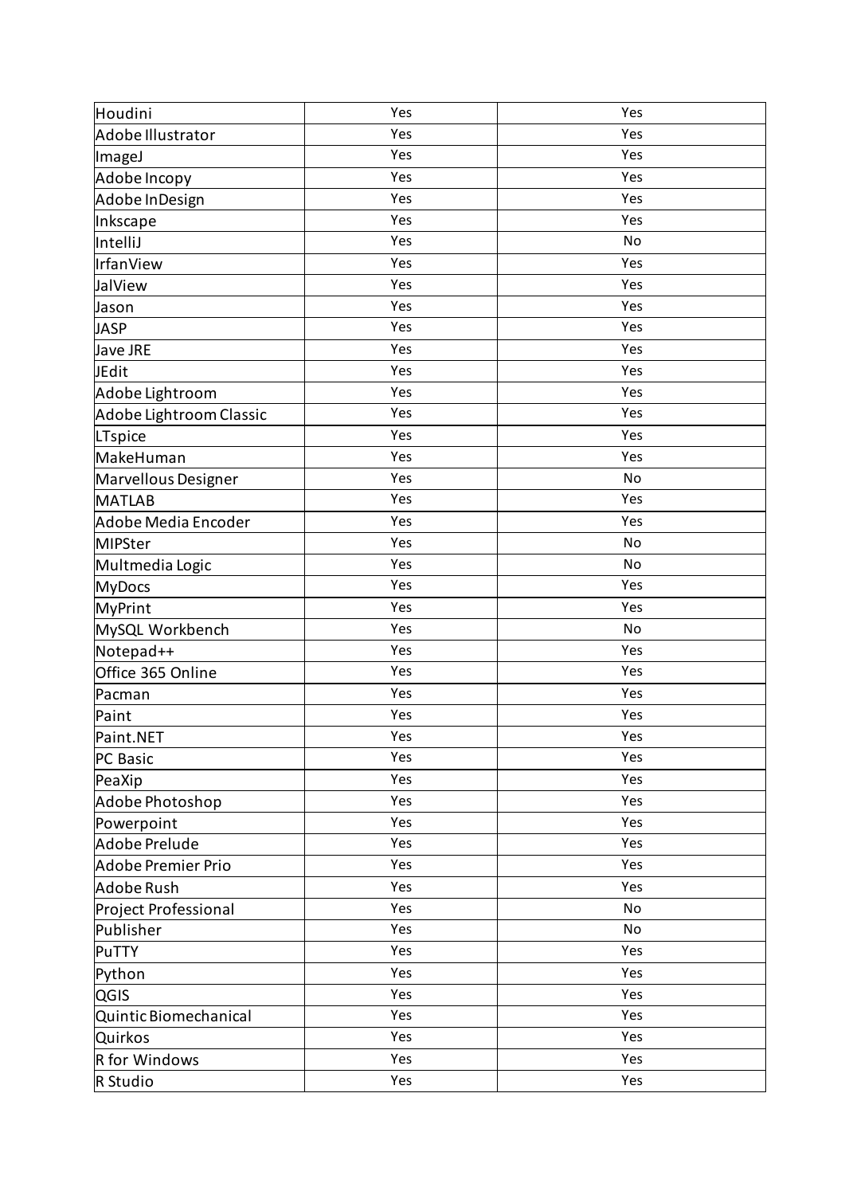| | | |
|---|---|---|
| Houdini | Yes | Yes |
| Adobe Illustrator | Yes | Yes |
| ImageJ | Yes | Yes |
| Adobe Incopy | Yes | Yes |
| Adobe InDesign | Yes | Yes |
| Inkscape | Yes | Yes |
| IntelliJ | Yes | No |
| IrfanView | Yes | Yes |
| JalView | Yes | Yes |
| Jason | Yes | Yes |
| JASP | Yes | Yes |
| Jave JRE | Yes | Yes |
| JEdit | Yes | Yes |
| Adobe Lightroom | Yes | Yes |
| Adobe Lightroom Classic | Yes | Yes |
| LTspice | Yes | Yes |
| MakeHuman | Yes | Yes |
| Marvellous Designer | Yes | No |
| MATLAB | Yes | Yes |
| Adobe Media Encoder | Yes | Yes |
| MIPSter | Yes | No |
| Multmedia Logic | Yes | No |
| MyDocs | Yes | Yes |
| MyPrint | Yes | Yes |
| MySQL Workbench | Yes | No |
| Notepad++ | Yes | Yes |
| Office 365 Online | Yes | Yes |
| Pacman | Yes | Yes |
| Paint | Yes | Yes |
| Paint.NET | Yes | Yes |
| PC Basic | Yes | Yes |
| PeaXip | Yes | Yes |
| Adobe Photoshop | Yes | Yes |
| Powerpoint | Yes | Yes |
| Adobe Prelude | Yes | Yes |
| Adobe Premier Prio | Yes | Yes |
| Adobe Rush | Yes | Yes |
| Project Professional | Yes | No |
| Publisher | Yes | No |
| PuTTY | Yes | Yes |
| Python | Yes | Yes |
| QGIS | Yes | Yes |
| Quintic Biomechanical | Yes | Yes |
| Quirkos | Yes | Yes |
| R for Windows | Yes | Yes |
| R Studio | Yes | Yes |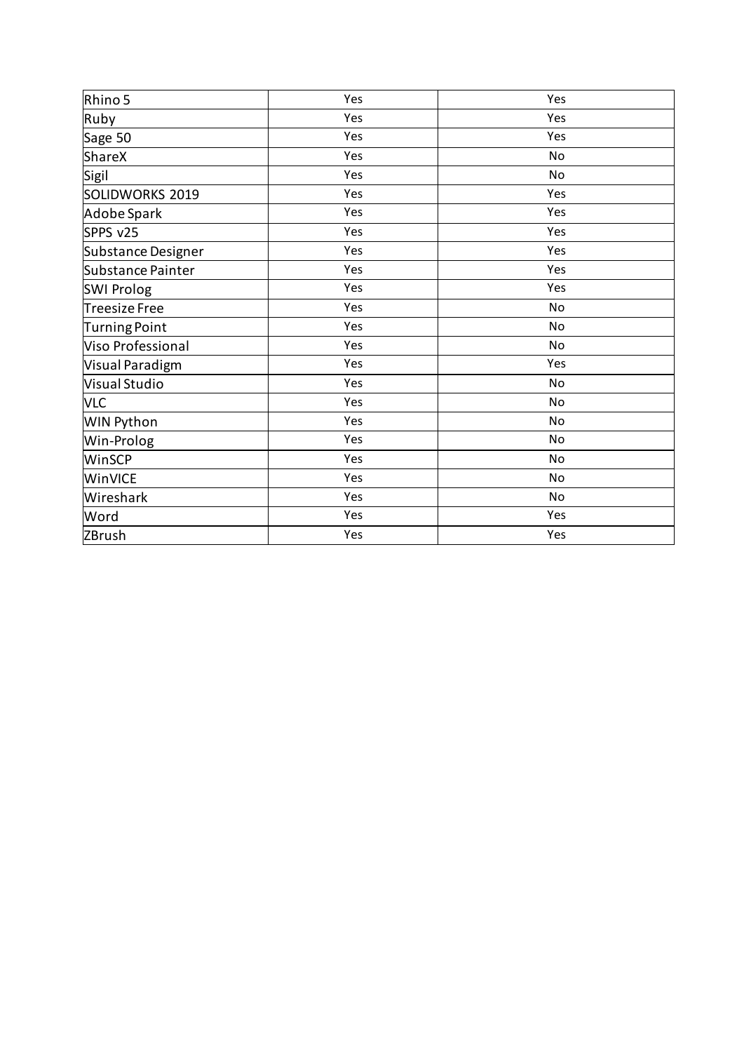| | | |
|---|---|---|
| Rhino 5 | Yes | Yes |
| Ruby | Yes | Yes |
| Sage 50 | Yes | Yes |
| ShareX | Yes | No |
| Sigil | Yes | No |
| SOLIDWORKS 2019 | Yes | Yes |
| Adobe Spark | Yes | Yes |
| SPPS v25 | Yes | Yes |
| Substance Designer | Yes | Yes |
| Substance Painter | Yes | Yes |
| SWI Prolog | Yes | Yes |
| Treesize Free | Yes | No |
| Turning Point | Yes | No |
| Viso Professional | Yes | No |
| Visual Paradigm | Yes | Yes |
| Visual Studio | Yes | No |
| VLC | Yes | No |
| WIN Python | Yes | No |
| Win-Prolog | Yes | No |
| WinSCP | Yes | No |
| WinVICE | Yes | No |
| Wireshark | Yes | No |
| Word | Yes | Yes |
| ZBrush | Yes | Yes |